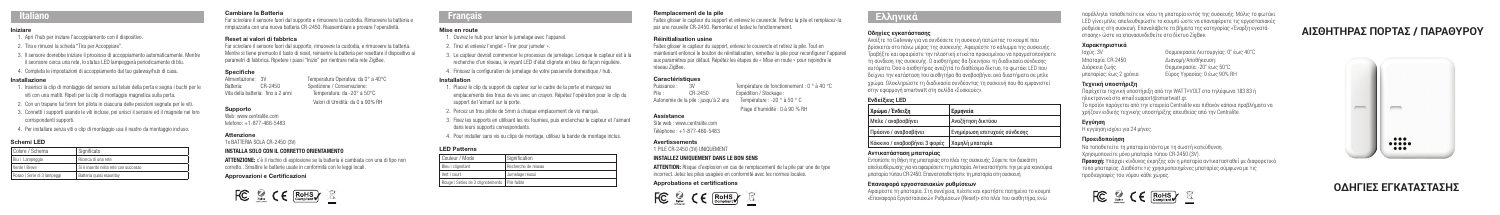# Italiano

## Iniziare

1. Apri l'hub per iniziare l'accoppiamento con il dispositivo.
2. Tira e rimuovi la scheda "Tira per Accoppiare".
3. Il sensore dovrebbe iniziare il processo di accoppiamento automaticamente. Mentre il sensore cerca una rete, la statua LED lampeggerà periodicamente di blu.
4. Completa le impostazioni di accoppiamento dall'app gateway/hub di casa.

## Installazione

1. Inserisci la clip di montaggio del sensore sul telaio della porta e segna i buchi per le viti con una matita. Ripeti per la clip di montaggio magnetica sulla porta.
2. Con un trapano fai fermi fori pilota in ciascuna delle posizioni segnate per le viti.
3. Connetti i supporti usando le viti incluse, poi unisci il sensore ed il magnete nei loro corrispondenti supporti.
4. Per installare senza viti e clip di montaggio usa il nastro da montaggio incluso.

## Schemi LED

| Colore / Schema | Significato |
|---|---|
| Blu / Lampeggia | Ricerca di una rete |
| Verde / Veloce | Il sensore ha rete con successo |
| Rosso / Serie di 3 lampeggi | Batteria quasi esaurita |

## Cambiare la Batteria

Per accedere il sensore fuori dal supporto e rimuovere la custodia. Rimuovere la batteria e rimpiazzarla con una nuova batteria CR-2450. Riassemblare e provare l'operatività.

## Reset ai valori di fabbrica

Per accedere il sensore fuori dal supporto, rimuovere la custodia, e rimuovere la batteria. Mentre si tiene premuto il tasto di reset, reinserire la batteria per resettare al parametri di fabbrica. Ripetere i passi "Inizia" per rientrare nella rete ZigBee.

## Specifiche

Alimentazione: 3V
Batteria: CR-2450
Vita della batteria: fino a 2 anni

Temperatura Operativa: da 0° a 40°C
Spedizione / Conservazione:
Temperatura: da -20° a 50°C
Valori di Umidità: da 0 a 90% RH

## Supporto

Web: www.centralite.com
telefono: +1-877-466-5483

## Attenzione

1x BATTERIA SOLA CR-2450 (3V)

**INSTALLA SOLO CON IL CORRETTO ORIENTAMENTO**

**ATTENZIONE:** c'è il rischio di esplosione se la batteria è cambiata con una di tipo non corretto. Smaltire le batterie usate in conformità con le leggi locali.

## Approvazioni e Certificazioni

# Français

## Mise en route

1. Ouvrez le hub pour lancer le jumelage avec l'appareil.
2. Tirez et enlevez l'onglet « Tirer pour jumeler ».
3. Le capteur devrait commencer le processus de jumelage. Lorsque le capteur est à la recherche d'un réseau, le voyant LED d'état clignote en bleu de façon régulière.
4. Finissez la configuration de jumelage de votre passerelle domotique / hub.

## Installation

1. Placez le clip de support du capteur sur le cadre de la porte et marquez les emplacements des trous de vis avec un crayon. Répétez l'opération pour le clip du support de l'aimant sur la porte.
2. Percez un trou pilote de 3mm à chaque emplacement de vis marqué.
3. Fixez les supports en utilisant les vis fournies, puis enclenchez le capteur et l'aimant dans leurs supports correspondants.
4. Pour installer sans vis ou clips de montage, utilisez la bande de montage inclus.

## LED Patterns

| Couleur / Mode | Signification |
|---|---|
| Bleu / clignotant | Recherche de réseau |
| Vert / rapide | Jumelage réussi |
| Rouge / Séries de 3 clignotements | Pile faible |

## Remplacement de la pile

Faites glisser le capteur du support et enlevez le couvercle. Retirez la pile et remplacez-la par une nouvelle CR-2450. Remontez et testez le fonctionnement.

## Réinitialisation usine

Faites glisser le capteur du support, enlevez le couvercle et retirez la pile. Tout en maintenant enfoncé le bouton de réinitialisation, remettez la pile pour reconfigurer l'appareil aux paramètres par défaut. Répétez les étapes de « Mise en route » pour rejoindre le réseau ZigBee.

## Caractéristiques

Puissance: 3V
Pile: CR-2450
Autonomie de la pile : jusqu'à 2 ans

Température de fonctionnement : 0 °à 40 °C
Expédition / Stockage :
Température : -20 ° à 50 ° C
Plage d'humidité : 0 à 90 % RH

## Assistance

Site web : www.centralite.com
Téléphone : +1-877-466-5483

## Avertissements

1 PILE CR-2450 (3V) UNIQUEMENT

**INSTALLEZ UNIQUEMENT DANS LE BON SENS**

**ATTENTION:** Risque d'explosion en cas de remplacement de la pile par une de type incorrect. Jetez les piles usagées en conformité avec les normes locales.

## Approbations et certifications

# Ελληνικά

## Οδηγίες εγκατάστασης

Ανοίξτε το Gateway για να συνδέσετε τη συσκευή σας με την συσκευή αισθητήρα. Τραβήξτε και αφαιρέστε την ετικέτα για να ξεκινήσει η διαδικασία σύνδεσης με το gateway. Ο αισθητήρας θα ξεκινήσει τη διαδικασία σύνδεσης. Όσο ο αισθητήρας αναζητά το δίκτυο, το φωτάκι LED θα αναβοσβήνει μπλε. Ολοκληρώστε τη διαδικασία σύνδεσης της συσκευής από την εφαρμογή.

## Ενδείξεις LED

| Χρώμα / Ένδειξη | Σημασία |
|---|---|
| Μπλε / αναβοσβήνει | Αναζήτηση δικτύου |
| Πράσινο / αναβοσβήνει | Επιτυχής σύνδεση |
| Κόκκινο / αναβοσβήνει 3 φορές | Χαμηλή μπαταρία |

## Αντικατάσταση μπαταρίας

Αφαιρέστε τη συσκευή, ανοίξτε το κάλυμμα και αντικαταστήστε την μπαταρία με μια καινούρια μπαταρία τύπου CR-2450. Επανατοποθετήστε το κάλυμμα.

## Επαναφορά εργοστασιακών ρυθμίσεων

Αφαιρέστε την μπαταρία. Στη συνέχεια, κρατώντας πατημένο το κουμπί «Επαναφορά Εργοστασιακών Ρυθμίσεων (Reset)», τοποθετήστε ξανά την μπαταρία. Επαναλάβετε τα βήματα της ενότητας «Οδηγίες εγκατάστασης» για να επανασυνδέσετε τη συσκευή στο δίκτυο ZigBee.

## Χαρακτηριστικά

Ισχύς: 3V
Μπαταρία: CR-2450
Διάρκεια ζωής μπαταρίας: έως 2 χρόνια

Θερμοκρασία Λειτουργίας: 0° έως 40°C
Διανομή/Αποθήκευση:
Θερμοκρασία: -20° έως 50°C
Εύρος Υγρασίας: 0 έως 90% RH

## Τεχνική υποστήριξη

Παρέχεται τεχνική υποστήριξη από την WATT VOLT στο τηλέφωνο 183 83/ ηλεκτρονικά στο email support@smartwatt.gr.

## Εγγύηση

Η εγγύηση ισχύει για 24 μήνες.

## Προειδοποίηση

Να τοποθετείτε τη μπαταρία πάντα με τη σωστή πολικότητα. Χρησιμοποιείτε μόνο μπαταρία τύπου CR-2450 (3V).

**Προσοχή:** Υπάρχει κίνδυνος έκρηξης εάν η μπαταρία αντικατασταθεί με διαφορετικό τύπο μπαταρίας. Διαθέστε τις χρησιμοποιημένες μπαταρίες σύμφωνα με τις προδιαγραφές του νόμου κάθε χώρας.

# ΑΙΣΘΗΤΗΡΑΣ ΠΟΡΤΑΣ / ΠΑΡΑΘΥΡΟΥ

## ΟΔΗΓΙΕΣ ΕΓΚΑΤΑΣΤΑΣΗΣ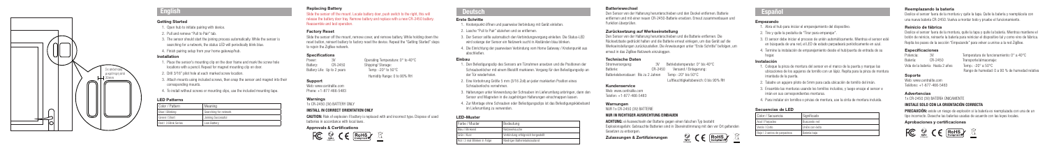# English

## Getting Started

1. Open tub to initiate pairing with device.
2. Pull and remove "Pull to Pair" tab.
3. The sensor should start the pairing process automatically. While the sensor is searching for a network, the status LED will periodically blink blue.
4. Finish pairing setup from your home gateway/hub.

## Installation

1. Place the sensor's mounting clip on the door frame and mark the screw hole locations with a pencil. Repeat for magnet mounting clip on door.
2. Drill 3/16" pilot hole at each marked screw location.
3. Attach mounts using included screws, then snap the sensor and magnet into their corresponding mounts.
4. To install without screws or mounting clips, use the included mounting tape.

## LED Patterns

| Color / Pattern | Meaning |
|---|---|
| Blue / Blinking | Searching for network |
| Green / Short | Joining Successful |
| Red / 3 Blink Series | Low Battery |

## Replacing Battery

Slide the sensor off the mount. Locate battery door, push switch to the right, this will release the battery door tray. Remove battery and replace with a new CR-2450 battery. Reassemble and test operation.

## Factory Reset

Slide the sensor off the mount, remove cover, and remove battery. While holding down the reset button, reinsert battery to factory reset the device. Repeat the "Getting Started" steps to rejoin the ZigBee network.

## Specifications

Power: 3V
Battery: CR-2450
Battery Life: Up to 2 years

Operating Temperature: 0° to 40°C
Shipping/ Storage:
Temp: -20° to 50°C
Humidity Range: 0 to 90% RH

## Support

Web: www.centralite.com
Phone: +1-877-466-5483

## Warnings

1x CR-2450 (3V) BATTERY ONLY

**INSTALL IN CORRECT ORIENTATION ONLY**

**CAUTION:** Risk of explosion if battery is replaced with and incorrect type. Dispose of used batteries in accordance with local laws.

## Approvals & Certifications

# Deutsch

## Erste Schritte

1. Kindersperre öffnen und paarweise Verbindung mit Gerät einleiten.
2. Lasche "Pull to Pair" abziehen und so entfernen.
3. Der Sensor sollte automatisch den Verbindungsvorgang einleiten. Die Status-LED wird solange der Sensor ein Netzwerk sucht in Abständen blau blinken.
4. Die Einrichtung der paarweisen Verbindung vom Home Gateway / Knotenpunkt aus abschließen.

## Einbau

1. Den Befestigungsclip des Sensors am Türrahmen ansetzen und die Positionen der Schraubenlöcher mit einem Bleistift markieren. Vorgang für den Befestigungsclip an der Tür wiederholen.
2. Eine Vorbohrung Größe 5 mm (3/16 Zoll) an jeder markierten Position eines Schraubenlochs vornehmen.
3. Halterungen unter Verwendung der Schrauben im Lieferumfang anbringen, dann den Sensor und Magneten in die zugehörigen Halterungen einschnappen lassen.
4. Zur Montage ohne Schrauben oder Befestigungsclips ist das Befestigungsklebeband im Lieferumfang zu verwenden.

## LED-Muster

| Farbe / Muster | Bedeutung |
|---|---|
| Blau / Blinkend | Netzwerksuche |
| Grün / Kurz | Verbindung erfolgreich hergestellt |
| Rot / 3 mal Blinken in Folge | Niedriger Batterieladezustand |

## Batteriewechsel

Den Sensor von der Halterung herunterschieben und den Deckel entfernen. Batterie entfernen und mit einer neuen CR-2450-Batterie ersetzen. Erneut zusammenbauen und Funktion überprüfen.

## Zurücksetzung auf Werkseinstellung

Den Sensor von der Halterung herunterschieben und die Batterie entfernen. Die Rücksetztaste gedrückt halten und die Batterie erneut einlegen, um das Gerät auf die Werkseinstellungen zurückzustellen. Die Anweisungen unter "Erste Schritte" befolgen, um erneut in das ZigBee-Netzwerk einzuloggen.

## Technische Daten

Stromversorgung: 3V
Batterie: CR-2450
Batterielebensdauer: Bis zu 2 Jahren

Betriebstemperatur: 0° bis 40°C
Versand / Einlagerung:
Temp.: -20° bis 50°C
Luftfeuchtigkeitsbereich: 0 bis 90% RH

## Kundenservice

Web: www.centralite.com
Telefon: +1-877-466-5483

## Warnungen

NUR 1x CR-2450 (3V) BATTERIE

**NUR IN RICHTIGER AUSRICHTUNG EINBAUEN**

**ACHTUNG:** Im Austauschfall der Batterie gegen einen falschen Typ besteht Explosionsgefahr. Gebrauchte Batterien sind in Übereinstimmung mit den vor Ort geltenden Gesetzen zu entsorgen.

## Zulassungen & Zertifizierungen

# Español

## Empezando

1. Abra el hub para iniciar el emparejamiento del dispositivo.
2. Tire y quite la pestaña de "Tirar para emparejar".
3. El sensor debe iniciar el proceso de unión automáticamente. Mientras el sensor está en busca de una red, el LED de estado parpadeará periódicamente en azul.
4. Termine la instalación de emparejamiento desde el hub/puerta de entrada de su hogar.

## Instalación

1. Coloque la pinza de montura del sensor en el marco de la puerta y marque las ubicaciones de los agujeros de tornillo con un lápiz. Repita para la pinza de montura (imantada) de la puerta.
2. Taladre un agujero piloto de 5mm para cada ubicación de tornillo del imán.
3. Ensamble las monturas usando los tornillos incluidos, y luego encaje el sensor e imán en sus correspondientes monturas.
4. Para instalar sin tornillos o pinzas de montura, use la cinta de montura incluida.

## Secuencias de LED

| Color / Secuencia | Significado |
|---|---|
| Azul / Parpadeo | Buscando red |
| Verde / Corto | Unión con éxito |
| Rojo / 3 series de parpadeos | Batería baja |

## Reemplazando la batería

Deslice el sensor fuera de la montura y quite la tapa. Quite la batería y reemplácela con una nueva batería CR-2450. Vuelva a montar todo y pruebe el funcionamiento.

## Reinicio de fábrica

Deslice el sensor fuera de la montura, quite la tapa y quite la batería. Mientras mantiene el botón de reinicio, reinserte la batería para reiniciar el dispositivo tal y como vino de fábrica. Repita los pasos de la sección "Empezando" para volver a unirse a la red ZigBee.

## Especificaciones

Potencia: 3V
Batería: CR-2450
Vida de la batería: Hasta 2 años

Temperatura de funcionamiento: 0° a 40°C
Transporte/almacenaje:
Temp.: -20° a 50°C
Rango de humedad: 0 a 90 % de humedad relativa

## Soporte

Web: www.centralite.com
Teléfono: +1-877-466-5483

## Advertencias

1x CR-2450 (3V) BATERÍA ÚNICAMENTE

**INSTALE SOLO CON LA ORIENTACIÓN CORRECTA**

**PRECAUCIÓN:** existe un riesgo de explosión si la batería es reemplazada con una de un tipo incorrecto. Deseche las baterías usadas de acuerdo con las leyes locales.

## Aprobaciones y certificaciones